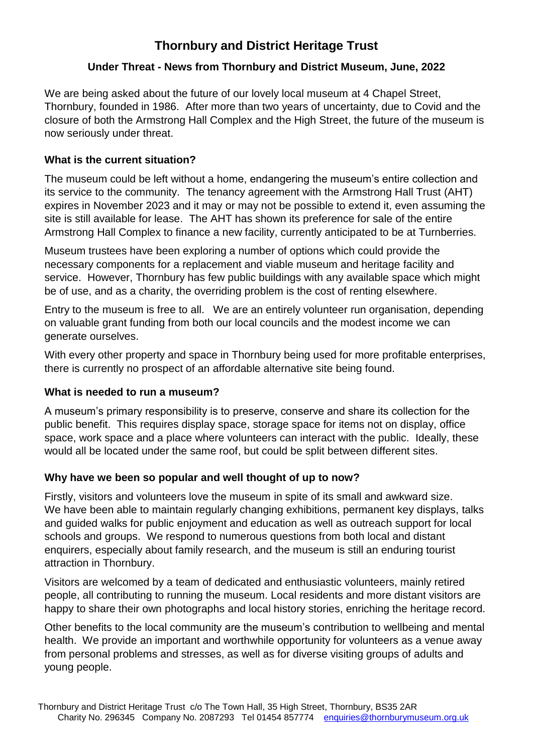# Thornbury and District Heritage Trust

## Under Threat - News from Thornbury and District Museum, June, 2022

We are being asked about the future of our lovely local museum at 4 Chapel Street, Thornbury, founded in 1986. After more than two years of uncertainty, due to Covid and the closure of both the Armstrong Hall Complex and the High Street, the future of the museum is now seriously under threat.

### What is the current situation?

The museum could be left without a home, endangering the museum's entire collection and its service to the community. The tenancy agreement with the Armstrong Hall Trust (AHT) expires in November 2023 and it may or may not be possible to extend it, even assuming the site is still available for lease. The AHT has shown its preference for sale of the entire Armstrong Hall Complex to finance a new facility, currently anticipated to be at Turnberries.

Museum trustees have been exploring a number of options which could provide the necessary components for a replacement and viable museum and heritage facility and service. However, Thornbury has few public buildings with any available space which might be of use, and as a charity, the overriding problem is the cost of renting elsewhere.

Entry to the museum is free to all. We are an entirely volunteer run organisation, depending on valuable grant funding from both our local councils and the modest income we can generate ourselves.

With every other property and space in Thornbury being used for more profitable enterprises, there is currently no prospect of an affordable alternative site being found.

### What is needed to run a museum?

A museum's primary responsibility is to preserve, conserve and share its collection for the public benefit. This requires display space, storage space for items not on display, office space, work space and a place where volunteers can interact with the public. Ideally, these would all be located under the same roof, but could be split between different sites.

### Why have we been so popular and well thought of up to now?

Firstly, visitors and volunteers love the museum in spite of its small and awkward size. We have been able to maintain regularly changing exhibitions, permanent key displays, talks and guided walks for public enjoyment and education as well as outreach support for local schools and groups. We respond to numerous questions from both local and distant enquirers, especially about family research, and the museum is still an enduring tourist attraction in Thornbury.

Visitors are welcomed by a team of dedicated and enthusiastic volunteers, mainly retired people, all contributing to running the museum. Local residents and more distant visitors are happy to share their own photographs and local history stories, enriching the heritage record.

Other benefits to the local community are the museum's contribution to wellbeing and mental health. We provide an important and worthwhile opportunity for volunteers as a venue away from personal problems and stresses, as well as for diverse visiting groups of adults and young people.

Thornbury and District Heritage Trust c/o The Town Hall, 35 High Street, Thornbury, BS35 2AR
Charity No. 296345 Company No. 2087293 Tel 01454 857774 enquiries@thornburymuseum.org.uk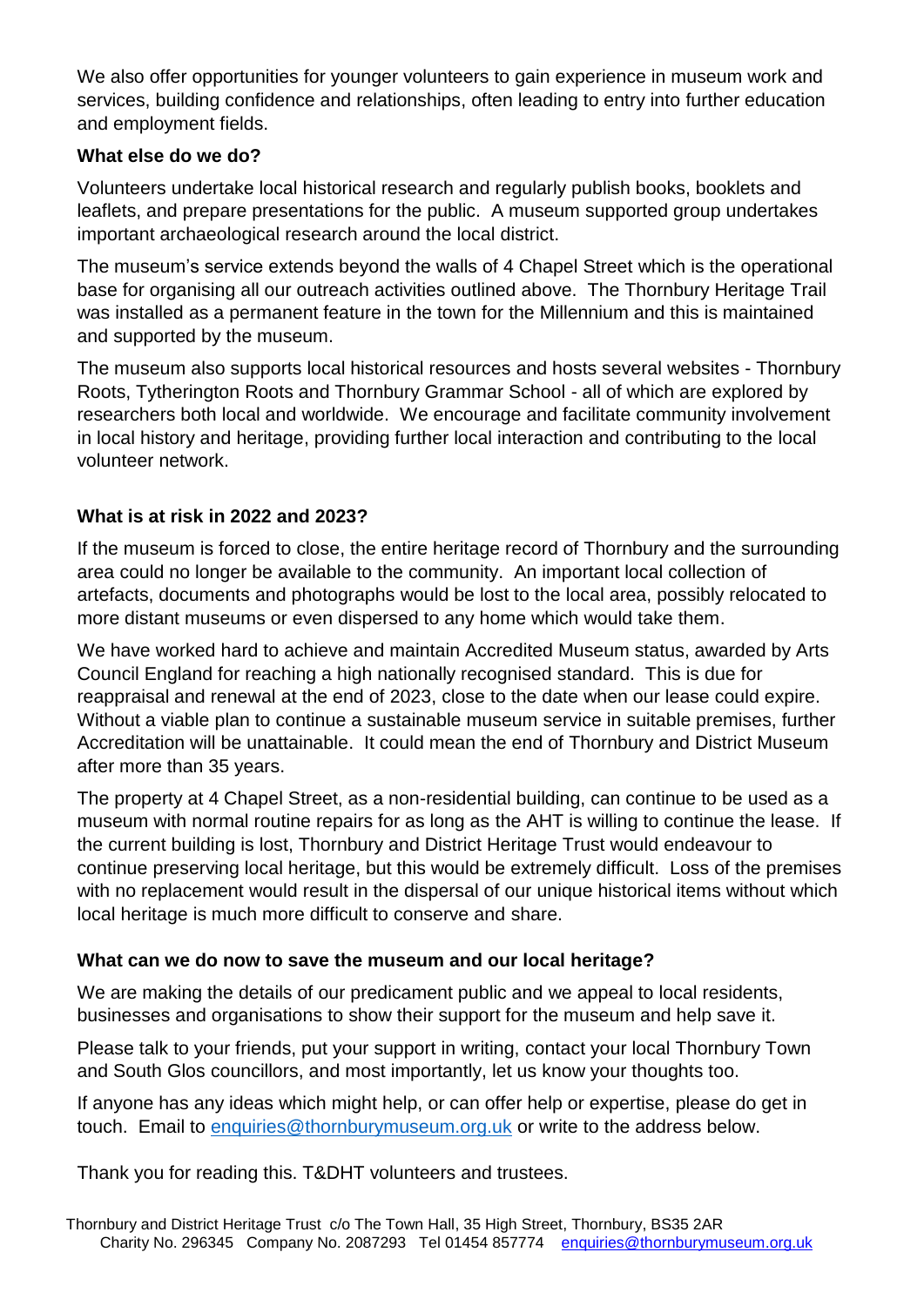We also offer opportunities for younger volunteers to gain experience in museum work and services, building confidence and relationships, often leading to entry into further education and employment fields.

**What else do we do?**

Volunteers undertake local historical research and regularly publish books, booklets and leaflets, and prepare presentations for the public. A museum supported group undertakes important archaeological research around the local district.

The museum's service extends beyond the walls of 4 Chapel Street which is the operational base for organising all our outreach activities outlined above. The Thornbury Heritage Trail was installed as a permanent feature in the town for the Millennium and this is maintained and supported by the museum.

The museum also supports local historical resources and hosts several websites - Thornbury Roots, Tytherington Roots and Thornbury Grammar School - all of which are explored by researchers both local and worldwide. We encourage and facilitate community involvement in local history and heritage, providing further local interaction and contributing to the local volunteer network.

**What is at risk in 2022 and 2023?**

If the museum is forced to close, the entire heritage record of Thornbury and the surrounding area could no longer be available to the community. An important local collection of artefacts, documents and photographs would be lost to the local area, possibly relocated to more distant museums or even dispersed to any home which would take them.

We have worked hard to achieve and maintain Accredited Museum status, awarded by Arts Council England for reaching a high nationally recognised standard. This is due for reappraisal and renewal at the end of 2023, close to the date when our lease could expire. Without a viable plan to continue a sustainable museum service in suitable premises, further Accreditation will be unattainable. It could mean the end of Thornbury and District Museum after more than 35 years.

The property at 4 Chapel Street, as a non-residential building, can continue to be used as a museum with normal routine repairs for as long as the AHT is willing to continue the lease. If the current building is lost, Thornbury and District Heritage Trust would endeavour to continue preserving local heritage, but this would be extremely difficult. Loss of the premises with no replacement would result in the dispersal of our unique historical items without which local heritage is much more difficult to conserve and share.

**What can we do now to save the museum and our local heritage?**

We are making the details of our predicament public and we appeal to local residents, businesses and organisations to show their support for the museum and help save it.

Please talk to your friends, put your support in writing, contact your local Thornbury Town and South Glos councillors, and most importantly, let us know your thoughts too.

If anyone has any ideas which might help, or can offer help or expertise, please do get in touch. Email to enquiries@thornburymuseum.org.uk or write to the address below.

Thank you for reading this. T&DHT volunteers and trustees.

Thornbury and District Heritage Trust c/o The Town Hall, 35 High Street, Thornbury, BS35 2AR
Charity No. 296345 Company No. 2087293 Tel 01454 857774 enquiries@thornburymuseum.org.uk